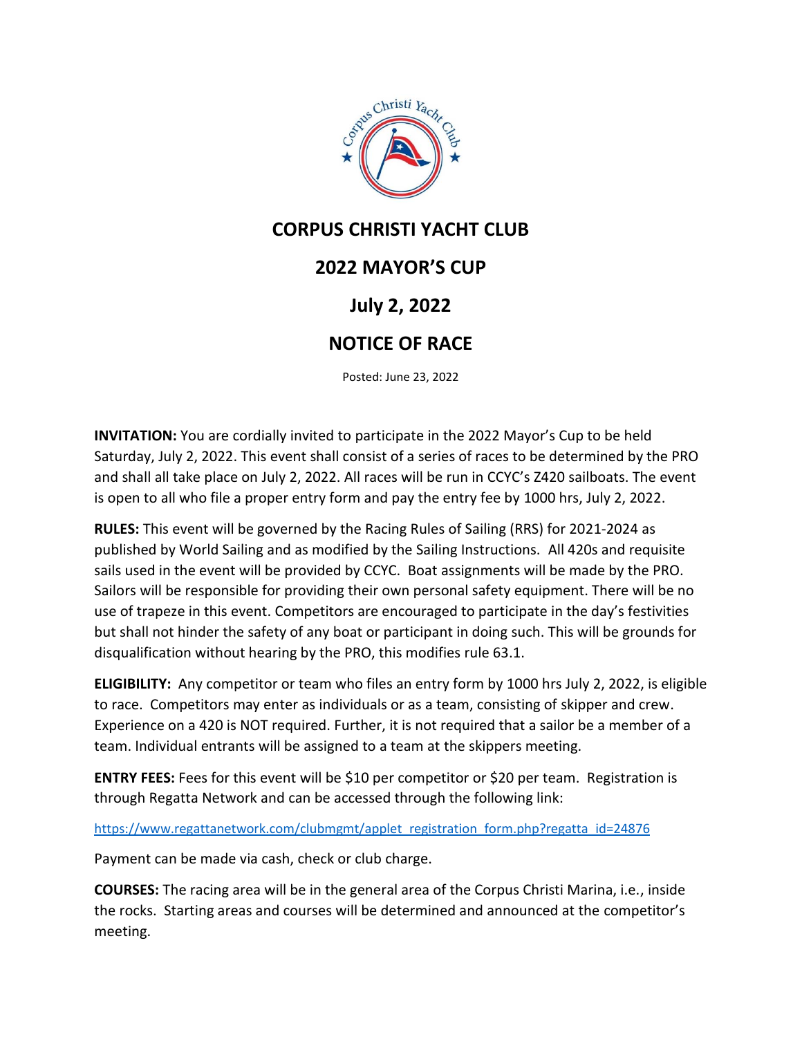# CORPUS CHRISTI YACHT CLUB

## 2022 MAYOR'S CUP

## July 2, 2022

## NOTICE OF RACE

Posted: June 23, 2022

**INVITATION:** You are cordially invited to participate in the 2022 Mayor's Cup to be held Saturday, July 2, 2022. This event shall consist of a series of races to be determined by the PRO and shall all take place on July 2, 2022. All races will be run in CCYC's Z420 sailboats. The event is open to all who file a proper entry form and pay the entry fee by 1000 hrs, July 2, 2022.

**RULES:** This event will be governed by the Racing Rules of Sailing (RRS) for 2021-2024 as published by World Sailing and as modified by the Sailing Instructions. All 420s and requisite sails used in the event will be provided by CCYC. Boat assignments will be made by the PRO. Sailors will be responsible for providing their own personal safety equipment. There will be no use of trapeze in this event. Competitors are encouraged to participate in the day's festivities but shall not hinder the safety of any boat or participant in doing such. This will be grounds for disqualification without hearing by the PRO, this modifies rule 63.1.

**ELIGIBILITY:** Any competitor or team who files an entry form by 1000 hrs July 2, 2022, is eligible to race. Competitors may enter as individuals or as a team, consisting of skipper and crew. Experience on a 420 is NOT required. Further, it is not required that a sailor be a member of a team. Individual entrants will be assigned to a team at the skippers meeting.

**ENTRY FEES:** Fees for this event will be $10 per competitor or $20 per team. Registration is through Regatta Network and can be accessed through the following link:

https://www.regattanetwork.com/clubmgmt/applet_registration_form.php?regatta_id=24876

Payment can be made via cash, check or club charge.

**COURSES:** The racing area will be in the general area of the Corpus Christi Marina, i.e., inside the rocks. Starting areas and courses will be determined and announced at the competitor's meeting.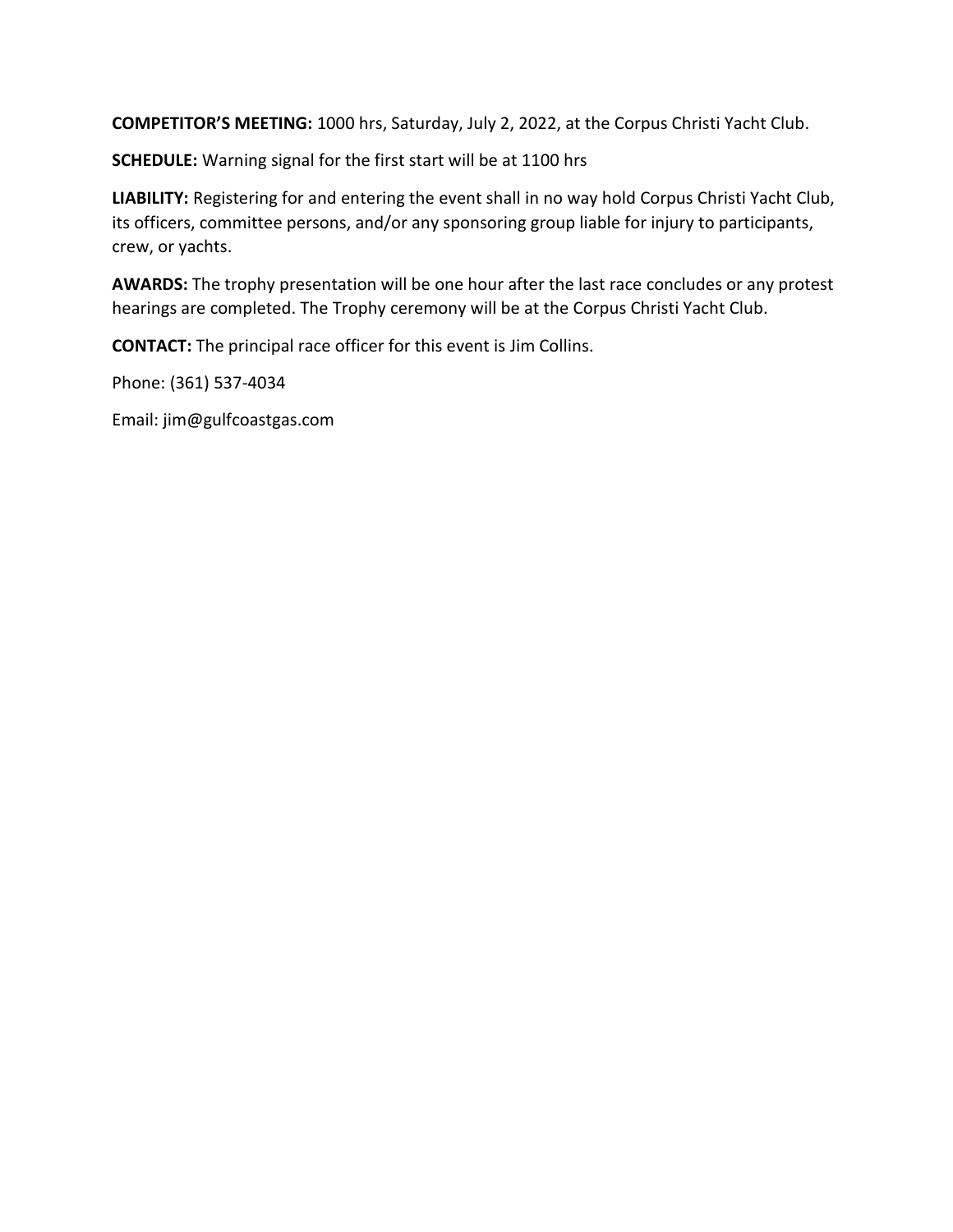**COMPETITOR'S MEETING:** 1000 hrs, Saturday, July 2, 2022, at the Corpus Christi Yacht Club.

**SCHEDULE:** Warning signal for the first start will be at 1100 hrs

**LIABILITY:** Registering for and entering the event shall in no way hold Corpus Christi Yacht Club, its officers, committee persons, and/or any sponsoring group liable for injury to participants, crew, or yachts.

**AWARDS:** The trophy presentation will be one hour after the last race concludes or any protest hearings are completed. The Trophy ceremony will be at the Corpus Christi Yacht Club.

**CONTACT:** The principal race officer for this event is Jim Collins.

Phone: (361) 537-4034

Email: jim@gulfcoastgas.com